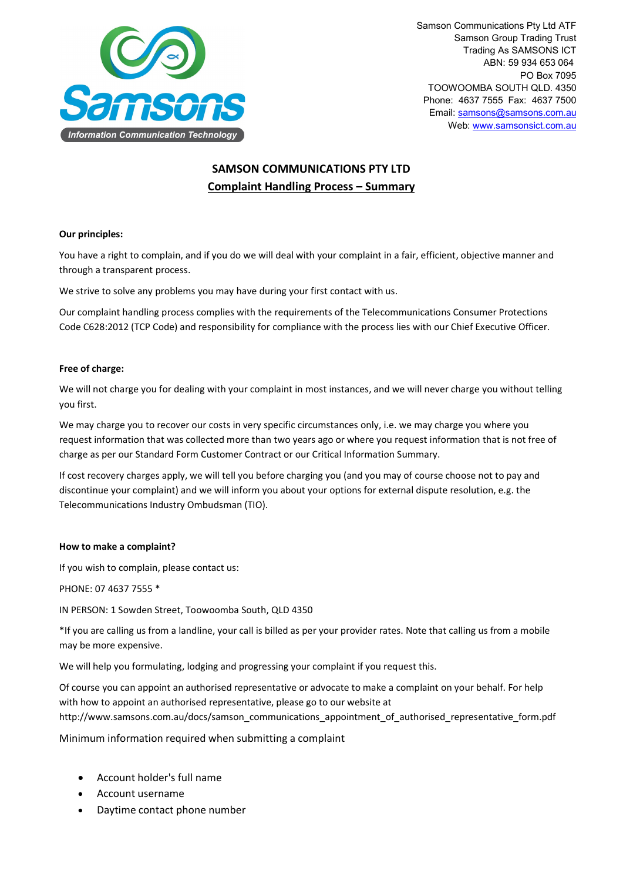Samson Communications Pty Ltd ATF
Samson Group Trading Trust
Trading As SAMSONS ICT
ABN: 59 934 653 064
PO Box 7095
TOOWOOMBA SOUTH QLD. 4350
Phone: 4637 7555 Fax: 4637 7500
Email: samsons@samsons.com.au
Web: www.samsonsict.com.au

# SAMSON COMMUNICATIONS PTY LTD

## Complaint Handling Process – Summary

**Our principles:**

You have a right to complain, and if you do we will deal with your complaint in a fair, efficient, objective manner and through a transparent process.

We strive to solve any problems you may have during your first contact with us.

Our complaint handling process complies with the requirements of the Telecommunications Consumer Protections Code C628:2012 (TCP Code) and responsibility for compliance with the process lies with our Chief Executive Officer.

**Free of charge:**

We will not charge you for dealing with your complaint in most instances, and we will never charge you without telling you first.

We may charge you to recover our costs in very specific circumstances only, i.e. we may charge you where you request information that was collected more than two years ago or where you request information that is not free of charge as per our Standard Form Customer Contract or our Critical Information Summary.

If cost recovery charges apply, we will tell you before charging you (and you may of course choose not to pay and discontinue your complaint) and we will inform you about your options for external dispute resolution, e.g. the Telecommunications Industry Ombudsman (TIO).

**How to make a complaint?**

If you wish to complain, please contact us:

PHONE: 07 4637 7555 *

IN PERSON: 1 Sowden Street, Toowoomba South, QLD 4350

*If you are calling us from a landline, your call is billed as per your provider rates. Note that calling us from a mobile may be more expensive.

We will help you formulating, lodging and progressing your complaint if you request this.

Of course you can appoint an authorised representative or advocate to make a complaint on your behalf. For help with how to appoint an authorised representative, please go to our website at http://www.samsons.com.au/docs/samson_communications_appointment_of_authorised_representative_form.pdf

Minimum information required when submitting a complaint

- Account holder's full name
- Account username
- Daytime contact phone number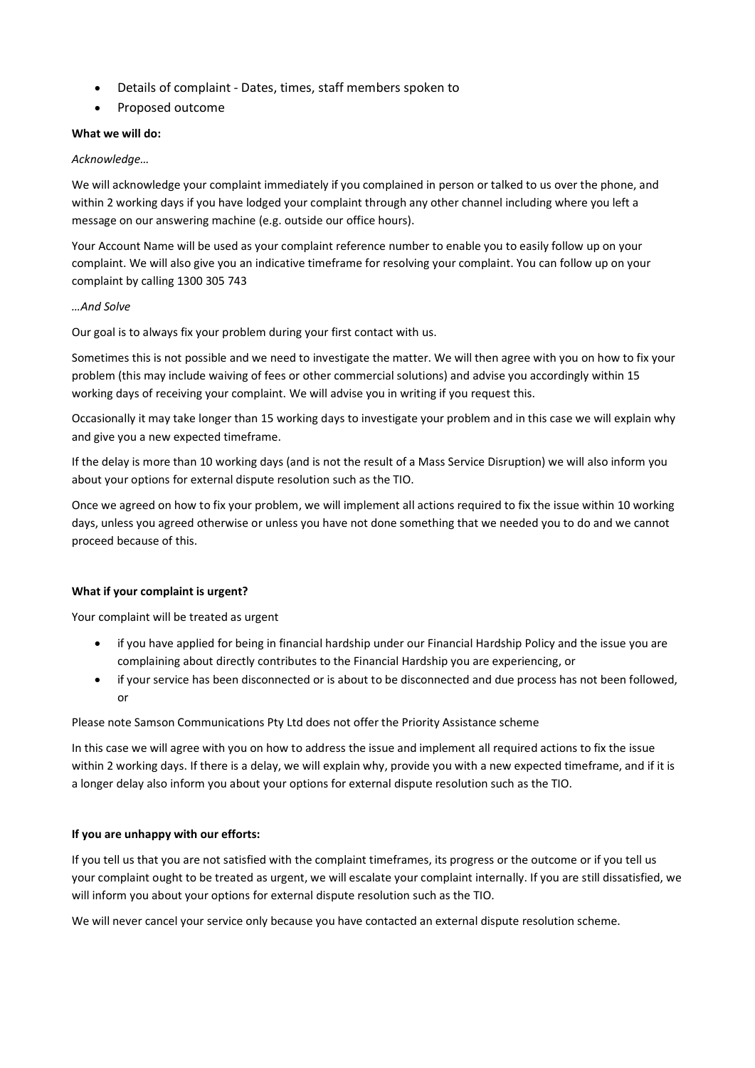- Details of complaint - Dates, times, staff members spoken to
- Proposed outcome

**What we will do:**

*Acknowledge…*

We will acknowledge your complaint immediately if you complained in person or talked to us over the phone, and within 2 working days if you have lodged your complaint through any other channel including where you left a message on our answering machine (e.g. outside our office hours).

Your Account Name will be used as your complaint reference number to enable you to easily follow up on your complaint. We will also give you an indicative timeframe for resolving your complaint. You can follow up on your complaint by calling 1300 305 743

*…And Solve*

Our goal is to always fix your problem during your first contact with us.

Sometimes this is not possible and we need to investigate the matter. We will then agree with you on how to fix your problem (this may include waiving of fees or other commercial solutions) and advise you accordingly within 15 working days of receiving your complaint. We will advise you in writing if you request this.

Occasionally it may take longer than 15 working days to investigate your problem and in this case we will explain why and give you a new expected timeframe.

If the delay is more than 10 working days (and is not the result of a Mass Service Disruption) we will also inform you about your options for external dispute resolution such as the TIO.

Once we agreed on how to fix your problem, we will implement all actions required to fix the issue within 10 working days, unless you agreed otherwise or unless you have not done something that we needed you to do and we cannot proceed because of this.

**What if your complaint is urgent?**

Your complaint will be treated as urgent

- if you have applied for being in financial hardship under our Financial Hardship Policy and the issue you are complaining about directly contributes to the Financial Hardship you are experiencing, or
- if your service has been disconnected or is about to be disconnected and due process has not been followed, or

Please note Samson Communications Pty Ltd does not offer the Priority Assistance scheme

In this case we will agree with you on how to address the issue and implement all required actions to fix the issue within 2 working days. If there is a delay, we will explain why, provide you with a new expected timeframe, and if it is a longer delay also inform you about your options for external dispute resolution such as the TIO.

**If you are unhappy with our efforts:**

If you tell us that you are not satisfied with the complaint timeframes, its progress or the outcome or if you tell us your complaint ought to be treated as urgent, we will escalate your complaint internally. If you are still dissatisfied, we will inform you about your options for external dispute resolution such as the TIO.

We will never cancel your service only because you have contacted an external dispute resolution scheme.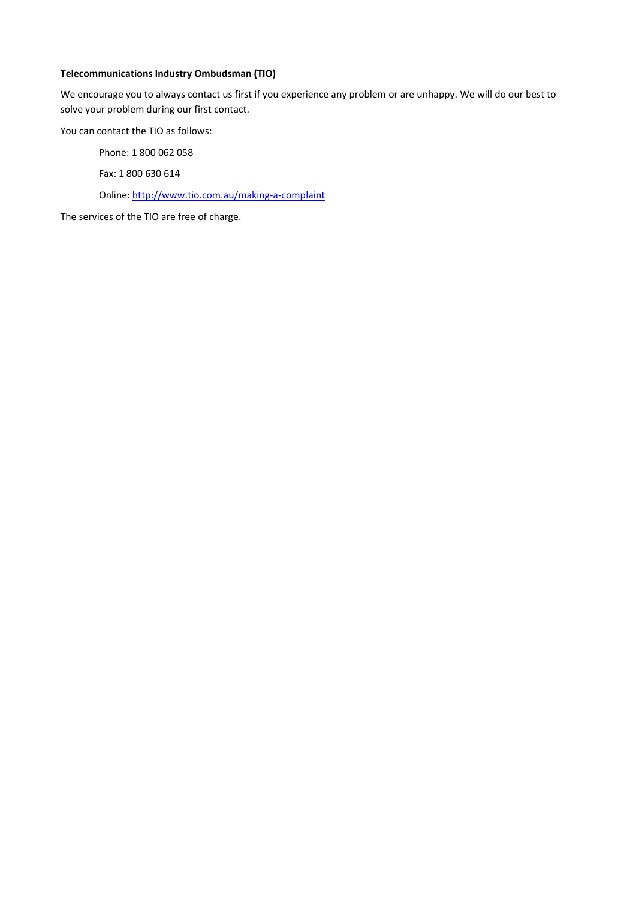**Telecommunications Industry Ombudsman (TIO)**

We encourage you to always contact us first if you experience any problem or are unhappy. We will do our best to solve your problem during our first contact.

You can contact the TIO as follows:

Phone: 1 800 062 058

Fax: 1 800 630 614

Online: http://www.tio.com.au/making-a-complaint

The services of the TIO are free of charge.